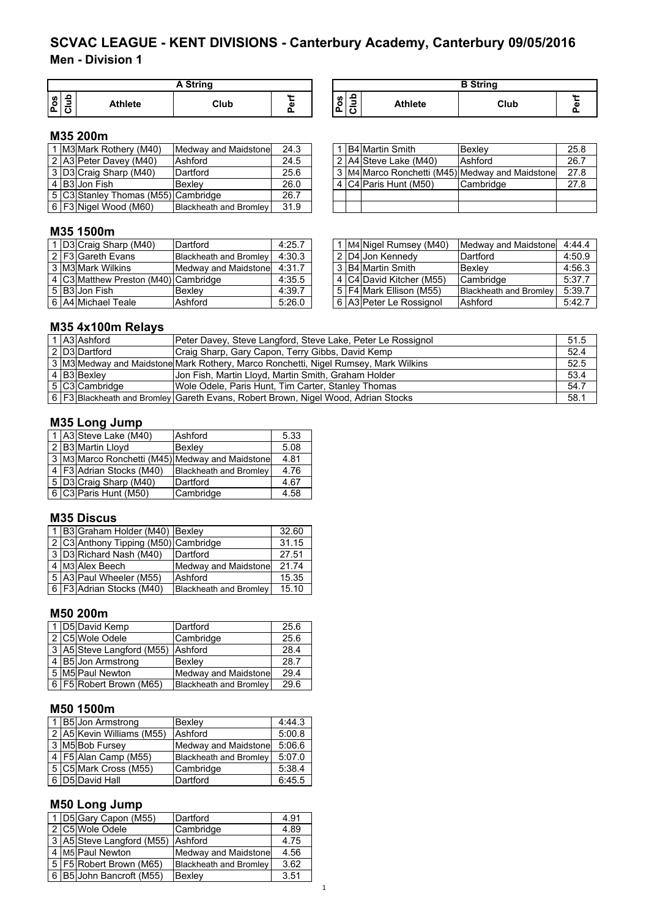# SCVAC LEAGUE - KENT DIVISIONS - Canterbury Academy, Canterbury 09/05/2016

## Men - Division 1

### M35 200m

**A String**

| Pos | Club | Athlete | Club | Perf |
|---|---|---|---|---|
| 1 | M3 | Mark Rothery (M40) | Medway and Maidstone | 24.3 |
| 2 | A3 | Peter Davey (M40) | Ashford | 24.5 |
| 3 | D3 | Craig Sharp (M40) | Dartford | 25.6 |
| 4 | B3 | Jon Fish | Bexley | 26.0 |
| 5 | C3 | Stanley Thomas (M55) | Cambridge | 26.7 |
| 6 | F3 | Nigel Wood (M60) | Blackheath and Bromley | 31.9 |

**B String**

| Pos | Club | Athlete | Club | Perf |
|---|---|---|---|---|
| 1 | B4 | Martin Smith | Bexley | 25.8 |
| 2 | A4 | Steve Lake (M40) | Ashford | 26.7 |
| 3 | M4 | Marco Ronchetti (M45) | Medway and Maidstone | 27.8 |
| 4 | C4 | Paris Hunt (M50) | Cambridge | 27.8 |

### M35 1500m

**A String**

| Pos | Club | Athlete | Club | Perf |
|---|---|---|---|---|
| 1 | D3 | Craig Sharp (M40) | Dartford | 4:25.7 |
| 2 | F3 | Gareth Evans | Blackheath and Bromley | 4:30.3 |
| 3 | M3 | Mark Wilkins | Medway and Maidstone | 4:31.7 |
| 4 | C3 | Matthew Preston (M40) | Cambridge | 4:35.5 |
| 5 | B3 | Jon Fish | Bexley | 4:39.7 |
| 6 | A4 | Michael Teale | Ashford | 5:26.0 |

**B String**

| Pos | Club | Athlete | Club | Perf |
|---|---|---|---|---|
| 1 | M4 | Nigel Rumsey (M40) | Medway and Maidstone | 4:44.4 |
| 2 | D4 | Jon Kennedy | Dartford | 4:50.9 |
| 3 | B4 | Martin Smith | Bexley | 4:56.3 |
| 4 | C4 | David Kitcher (M55) | Cambridge | 5:37.7 |
| 5 | F4 | Mark Ellison (M55) | Blackheath and Bromley | 5:39.7 |
| 6 | A3 | Peter Le Rossignol | Ashford | 5:42.7 |

### M35 4x100m Relays

| Pos | Club | Club | Athletes | Perf |
|---|---|---|---|---|
| 1 | A3 | Ashford | Peter Davey, Steve Langford, Steve Lake, Peter Le Rossignol | 51.5 |
| 2 | D3 | Dartford | Craig Sharp, Gary Capon, Terry Gibbs, David Kemp | 52.4 |
| 3 | M3 | Medway and Maidstone | Mark Rothery, Marco Ronchetti, Nigel Rumsey, Mark Wilkins | 52.5 |
| 4 | B3 | Bexley | Jon Fish, Martin Lloyd, Martin Smith, Graham Holder | 53.4 |
| 5 | C3 | Cambridge | Wole Odele, Paris Hunt, Tim Carter, Stanley Thomas | 54.7 |
| 6 | F3 | Blackheath and Bromley | Gareth Evans, Robert Brown, Nigel Wood, Adrian Stocks | 58.1 |

### M35 Long Jump

| Pos | Club | Athlete | Club | Perf |
|---|---|---|---|---|
| 1 | A3 | Steve Lake (M40) | Ashford | 5.33 |
| 2 | B3 | Martin Lloyd | Bexley | 5.08 |
| 3 | M3 | Marco Ronchetti (M45) | Medway and Maidstone | 4.81 |
| 4 | F3 | Adrian Stocks (M40) | Blackheath and Bromley | 4.76 |
| 5 | D3 | Craig Sharp (M40) | Dartford | 4.67 |
| 6 | C3 | Paris Hunt (M50) | Cambridge | 4.58 |

### M35 Discus

| Pos | Club | Athlete | Club | Perf |
|---|---|---|---|---|
| 1 | B3 | Graham Holder (M40) | Bexley | 32.60 |
| 2 | C3 | Anthony Tipping (M50) | Cambridge | 31.15 |
| 3 | D3 | Richard Nash (M40) | Dartford | 27.51 |
| 4 | M3 | Alex Beech | Medway and Maidstone | 21.74 |
| 5 | A3 | Paul Wheeler (M55) | Ashford | 15.35 |
| 6 | F3 | Adrian Stocks (M40) | Blackheath and Bromley | 15.10 |

### M50 200m

| Pos | Club | Athlete | Club | Perf |
|---|---|---|---|---|
| 1 | D5 | David Kemp | Dartford | 25.6 |
| 2 | C5 | Wole Odele | Cambridge | 25.6 |
| 3 | A5 | Steve Langford (M55) | Ashford | 28.4 |
| 4 | B5 | Jon Armstrong | Bexley | 28.7 |
| 5 | M5 | Paul Newton | Medway and Maidstone | 29.4 |
| 6 | F5 | Robert Brown (M65) | Blackheath and Bromley | 29.6 |

### M50 1500m

| Pos | Club | Athlete | Club | Perf |
|---|---|---|---|---|
| 1 | B5 | Jon Armstrong | Bexley | 4:44.3 |
| 2 | A5 | Kevin Williams (M55) | Ashford | 5:00.8 |
| 3 | M5 | Bob Fursey | Medway and Maidstone | 5:06.6 |
| 4 | F5 | Alan Camp (M55) | Blackheath and Bromley | 5:07.0 |
| 5 | C5 | Mark Cross (M55) | Cambridge | 5:38.4 |
| 6 | D5 | David Hall | Dartford | 6:45.5 |

### M50 Long Jump

| Pos | Club | Athlete | Club | Perf |
|---|---|---|---|---|
| 1 | D5 | Gary Capon (M55) | Dartford | 4.91 |
| 2 | C5 | Wole Odele | Cambridge | 4.89 |
| 3 | A5 | Steve Langford (M55) | Ashford | 4.75 |
| 4 | M5 | Paul Newton | Medway and Maidstone | 4.56 |
| 5 | F5 | Robert Brown (M65) | Blackheath and Bromley | 3.62 |
| 6 | B5 | John Bancroft (M55) | Bexley | 3.51 |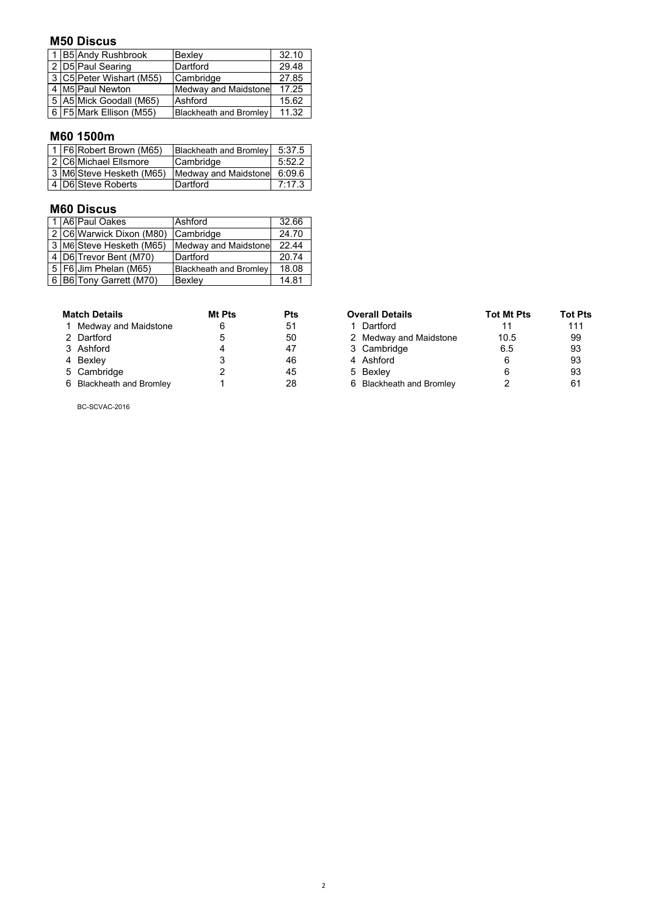## M50 Discus

| | | | | |
|---|---|---|---|---|
| 1 | B5 | Andy Rushbrook | Bexley | 32.10 |
| 2 | D5 | Paul Searing | Dartford | 29.48 |
| 3 | C5 | Peter Wishart (M55) | Cambridge | 27.85 |
| 4 | M5 | Paul Newton | Medway and Maidstone | 17.25 |
| 5 | A5 | Mick Goodall (M65) | Ashford | 15.62 |
| 6 | F5 | Mark Ellison (M55) | Blackheath and Bromley | 11.32 |

## M60 1500m

| | | | | |
|---|---|---|---|---|
| 1 | F6 | Robert Brown (M65) | Blackheath and Bromley | 5:37.5 |
| 2 | C6 | Michael Ellsmore | Cambridge | 5:52.2 |
| 3 | M6 | Steve Hesketh (M65) | Medway and Maidstone | 6:09.6 |
| 4 | D6 | Steve Roberts | Dartford | 7:17.3 |

## M60 Discus

| | | | | |
|---|---|---|---|---|
| 1 | A6 | Paul Oakes | Ashford | 32.66 |
| 2 | C6 | Warwick Dixon (M80) | Cambridge | 24.70 |
| 3 | M6 | Steve Hesketh (M65) | Medway and Maidstone | 22.44 |
| 4 | D6 | Trevor Bent (M70) | Dartford | 20.74 |
| 5 | F6 | Jim Phelan (M65) | Blackheath and Bromley | 18.08 |
| 6 | B6 | Tony Garrett (M70) | Bexley | 14.81 |

| | Match Details | Mt Pts | Pts |
|---|---|---|---|
| 1 | Medway and Maidstone | 6 | 51 |
| 2 | Dartford | 5 | 50 |
| 3 | Ashford | 4 | 47 |
| 4 | Bexley | 3 | 46 |
| 5 | Cambridge | 2 | 45 |
| 6 | Blackheath and Bromley | 1 | 28 |

| | Overall Details | Tot Mt Pts | Tot Pts |
|---|---|---|---|
| 1 | Dartford | 11 | 111 |
| 2 | Medway and Maidstone | 10.5 | 99 |
| 3 | Cambridge | 6.5 | 93 |
| 4 | Ashford | 6 | 93 |
| 5 | Bexley | 6 | 93 |
| 6 | Blackheath and Bromley | 2 | 61 |

BC-SCVAC-2016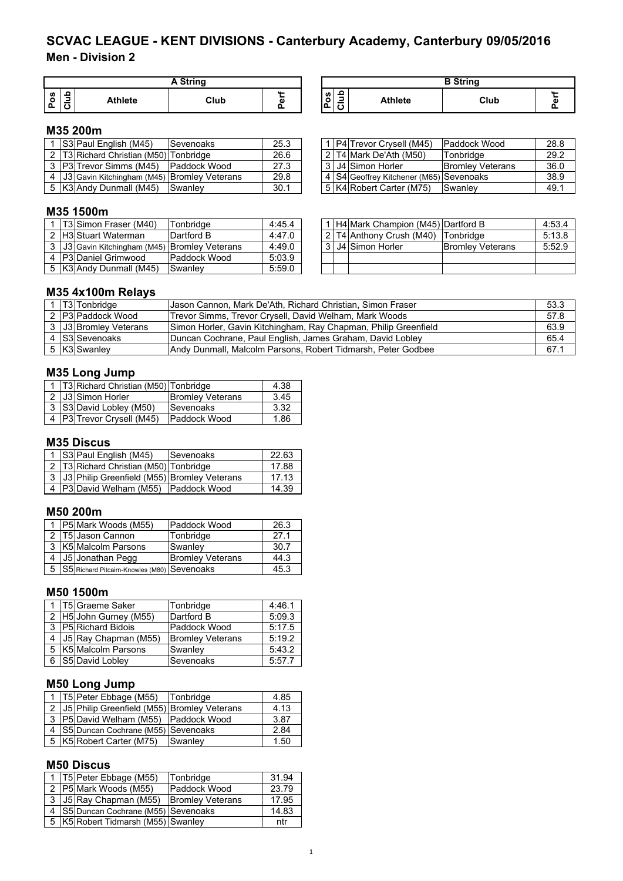# SCVAC LEAGUE - KENT DIVISIONS - Canterbury Academy, Canterbury 09/05/2016

## Men - Division 2

### M35 200m

**A String**

| Pos | Club | Athlete | Club | Perf |
|---|---|---|---|---|
| 1 | S3 | Paul English (M45) | Sevenoaks | 25.3 |
| 2 | T3 | Richard Christian (M50) | Tonbridge | 26.6 |
| 3 | P3 | Trevor Simms (M45) | Paddock Wood | 27.3 |
| 4 | J3 | Gavin Kitchingham (M45) | Bromley Veterans | 29.8 |
| 5 | K3 | Andy Dunmall (M45) | Swanley | 30.1 |

**B String**

| Pos | Club | Athlete | Club | Perf |
|---|---|---|---|---|
| 1 | P4 | Trevor Crysell (M45) | Paddock Wood | 28.8 |
| 2 | T4 | Mark De'Ath (M50) | Tonbridge | 29.2 |
| 3 | J4 | Simon Horler | Bromley Veterans | 36.0 |
| 4 | S4 | Geoffrey Kitchener (M65) | Sevenoaks | 38.9 |
| 5 | K4 | Robert Carter (M75) | Swanley | 49.1 |

### M35 1500m

**A String**

| Pos | Club | Athlete | Club | Perf |
|---|---|---|---|---|
| 1 | T3 | Simon Fraser (M40) | Tonbridge | 4:45.4 |
| 2 | H3 | Stuart Waterman | Dartford B | 4:47.0 |
| 3 | J3 | Gavin Kitchingham (M45) | Bromley Veterans | 4:49.0 |
| 4 | P3 | Daniel Grimwood | Paddock Wood | 5:03.9 |
| 5 | K3 | Andy Dunmall (M45) | Swanley | 5:59.0 |

**B String**

| Pos | Club | Athlete | Club | Perf |
|---|---|---|---|---|
| 1 | H4 | Mark Champion (M45) | Dartford B | 4:53.4 |
| 2 | T4 | Anthony Crush (M40) | Tonbridge | 5:13.8 |
| 3 | J4 | Simon Horler | Bromley Veterans | 5:52.9 |

### M35 4x100m Relays

| Pos | Club | Team | Athletes | Perf |
|---|---|---|---|---|
| 1 | T3 | Tonbridge | Jason Cannon, Mark De'Ath, Richard Christian, Simon Fraser | 53.3 |
| 2 | P3 | Paddock Wood | Trevor Simms, Trevor Crysell, David Welham, Mark Woods | 57.8 |
| 3 | J3 | Bromley Veterans | Simon Horler, Gavin Kitchingham, Ray Chapman, Philip Greenfield | 63.9 |
| 4 | S3 | Sevenoaks | Duncan Cochrane, Paul English, James Graham, David Lobley | 65.4 |
| 5 | K3 | Swanley | Andy Dunmall, Malcolm Parsons, Robert Tidmarsh, Peter Godbee | 67.1 |

### M35 Long Jump

| Pos | Club | Athlete | Club | Perf |
|---|---|---|---|---|
| 1 | T3 | Richard Christian (M50) | Tonbridge | 4.38 |
| 2 | J3 | Simon Horler | Bromley Veterans | 3.45 |
| 3 | S3 | David Lobley (M50) | Sevenoaks | 3.32 |
| 4 | P3 | Trevor Crysell (M45) | Paddock Wood | 1.86 |

### M35 Discus

| Pos | Club | Athlete | Club | Perf |
|---|---|---|---|---|
| 1 | S3 | Paul English (M45) | Sevenoaks | 22.63 |
| 2 | T3 | Richard Christian (M50) | Tonbridge | 17.88 |
| 3 | J3 | Philip Greenfield (M55) | Bromley Veterans | 17.13 |
| 4 | P3 | David Welham (M55) | Paddock Wood | 14.39 |

### M50 200m

| Pos | Club | Athlete | Club | Perf |
|---|---|---|---|---|
| 1 | P5 | Mark Woods (M55) | Paddock Wood | 26.3 |
| 2 | T5 | Jason Cannon | Tonbridge | 27.1 |
| 3 | K5 | Malcolm Parsons | Swanley | 30.7 |
| 4 | J5 | Jonathan Pegg | Bromley Veterans | 44.3 |
| 5 | S5 | Richard Pitcairn-Knowles (M80) | Sevenoaks | 45.3 |

### M50 1500m

| Pos | Club | Athlete | Club | Perf |
|---|---|---|---|---|
| 1 | T5 | Graeme Saker | Tonbridge | 4:46.1 |
| 2 | H5 | John Gurney (M55) | Dartford B | 5:09.3 |
| 3 | P5 | Richard Bidois | Paddock Wood | 5:17.5 |
| 4 | J5 | Ray Chapman (M55) | Bromley Veterans | 5:19.2 |
| 5 | K5 | Malcolm Parsons | Swanley | 5:43.2 |
| 6 | S5 | David Lobley | Sevenoaks | 5:57.7 |

### M50 Long Jump

| Pos | Club | Athlete | Club | Perf |
|---|---|---|---|---|
| 1 | T5 | Peter Ebbage (M55) | Tonbridge | 4.85 |
| 2 | J5 | Philip Greenfield (M55) | Bromley Veterans | 4.13 |
| 3 | P5 | David Welham (M55) | Paddock Wood | 3.87 |
| 4 | S5 | Duncan Cochrane (M55) | Sevenoaks | 2.84 |
| 5 | K5 | Robert Carter (M75) | Swanley | 1.50 |

### M50 Discus

| Pos | Club | Athlete | Club | Perf |
|---|---|---|---|---|
| 1 | T5 | Peter Ebbage (M55) | Tonbridge | 31.94 |
| 2 | P5 | Mark Woods (M55) | Paddock Wood | 23.79 |
| 3 | J5 | Ray Chapman (M55) | Bromley Veterans | 17.95 |
| 4 | S5 | Duncan Cochrane (M55) | Sevenoaks | 14.83 |
| 5 | K5 | Robert Tidmarsh (M55) | Swanley | ntr |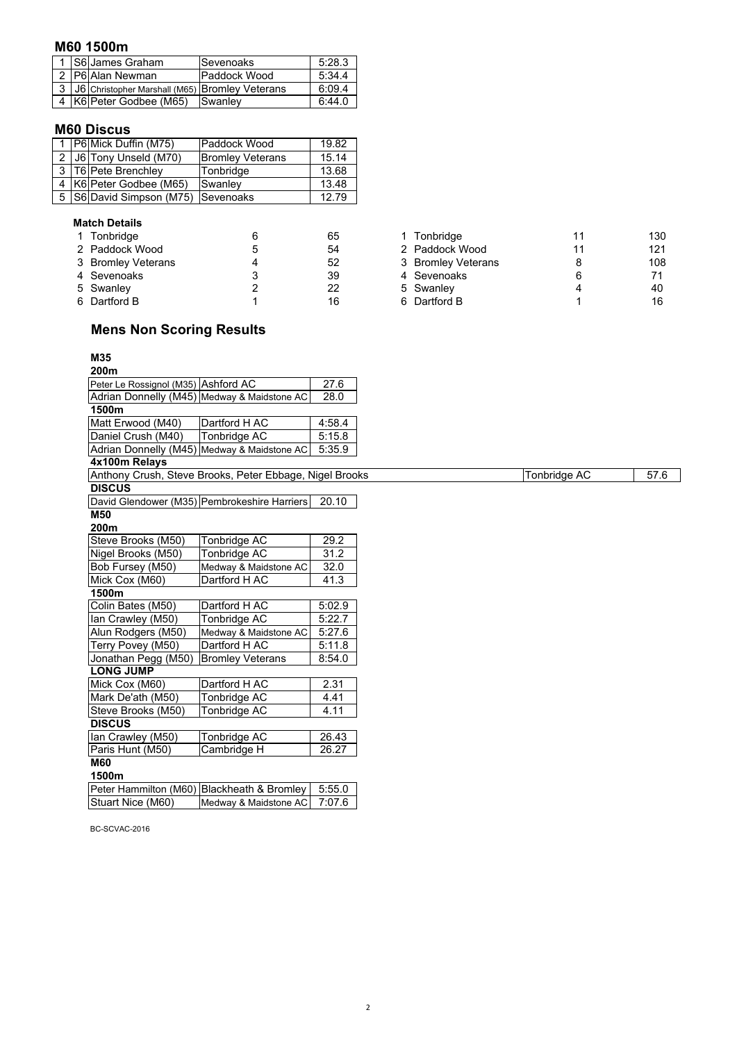## M60 1500m

| | | | | |
|---|---|---|---|---|
| 1 | S6 | James Graham | Sevenoaks | 5:28.3 |
| 2 | P6 | Alan Newman | Paddock Wood | 5:34.4 |
| 3 | J6 | Christopher Marshall (M65) | Bromley Veterans | 6:09.4 |
| 4 | K6 | Peter Godbee (M65) | Swanley | 6:44.0 |

## M60 Discus

| | | | | |
|---|---|---|---|---|
| 1 | P6 | Mick Duffin (M75) | Paddock Wood | 19.82 |
| 2 | J6 | Tony Unseld (M70) | Bromley Veterans | 15.14 |
| 3 | T6 | Pete Brenchley | Tonbridge | 13.68 |
| 4 | K6 | Peter Godbee (M65) | Swanley | 13.48 |
| 5 | S6 | David Simpson (M75) | Sevenoaks | 12.79 |

**Match Details**

| | | | | | | | |
|---|---|---|---|---|---|---|---|
| 1 | Tonbridge | 6 | 65 | 1 | Tonbridge | 11 | 130 |
| 2 | Paddock Wood | 5 | 54 | 2 | Paddock Wood | 11 | 121 |
| 3 | Bromley Veterans | 4 | 52 | 3 | Bromley Veterans | 8 | 108 |
| 4 | Sevenoaks | 3 | 39 | 4 | Sevenoaks | 6 | 71 |
| 5 | Swanley | 2 | 22 | 5 | Swanley | 4 | 40 |
| 6 | Dartford B | 1 | 16 | 6 | Dartford B | 1 | 16 |

## Mens Non Scoring Results

### M35

**200m**

| | | |
|---|---|---|
| Peter Le Rossignol (M35) | Ashford AC | 27.6 |
| Adrian Donnelly (M45) | Medway & Maidstone AC | 28.0 |

**1500m**

| | | |
|---|---|---|
| Matt Erwood (M40) | Dartford H AC | 4:58.4 |
| Daniel Crush (M40) | Tonbridge AC | 5:15.8 |
| Adrian Donnelly (M45) | Medway & Maidstone AC | 5:35.9 |

**4x100m Relays**

| | | |
|---|---|---|
| Anthony Crush, Steve Brooks, Peter Ebbage, Nigel Brooks | Tonbridge AC | 57.6 |

**DISCUS**

| | | |
|---|---|---|
| David Glendower (M35) | Pembrokeshire Harriers | 20.10 |

### M50

**200m**

| | | |
|---|---|---|
| Steve Brooks (M50) | Tonbridge AC | 29.2 |
| Nigel Brooks (M50) | Tonbridge AC | 31.2 |
| Bob Fursey (M50) | Medway & Maidstone AC | 32.0 |
| Mick Cox (M60) | Dartford H AC | 41.3 |

**1500m**

| | | |
|---|---|---|
| Colin Bates (M50) | Dartford H AC | 5:02.9 |
| Ian Crawley (M50) | Tonbridge AC | 5:22.7 |
| Alun Rodgers (M50) | Medway & Maidstone AC | 5:27.6 |
| Terry Povey (M50) | Dartford H AC | 5:11.8 |
| Jonathan Pegg (M50) | Bromley Veterans | 8:54.0 |

**LONG JUMP**

| | | |
|---|---|---|
| Mick Cox (M60) | Dartford H AC | 2.31 |
| Mark De'ath (M50) | Tonbridge AC | 4.41 |
| Steve Brooks (M50) | Tonbridge AC | 4.11 |

**DISCUS**

| | | |
|---|---|---|
| Ian Crawley (M50) | Tonbridge AC | 26.43 |
| Paris Hunt (M50) | Cambridge H | 26.27 |

### M60

**1500m**

| | | |
|---|---|---|
| Peter Hammilton (M60) | Blackheath & Bromley | 5:55.0 |
| Stuart Nice (M60) | Medway & Maidstone AC | 7:07.6 |

BC-SCVAC-2016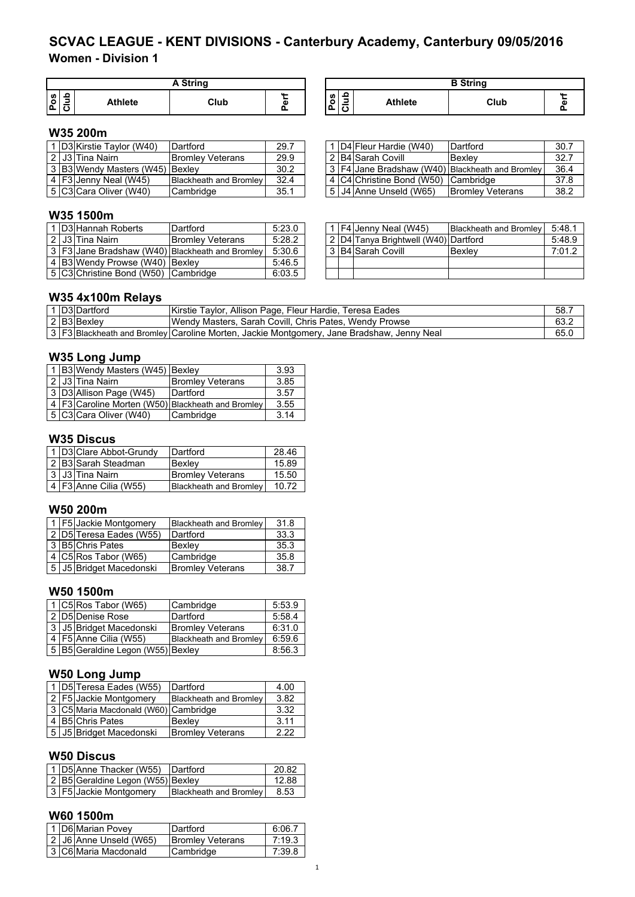# SCVAC LEAGUE - KENT DIVISIONS - Canterbury Academy, Canterbury 09/05/2016

## Women - Division 1

### W35 200m

**A String**

| Pos | Club | Athlete | Club | Perf |
|---|---|---|---|---|
| 1 | D3 | Kirstie Taylor (W40) | Dartford | 29.7 |
| 2 | J3 | Tina Nairn | Bromley Veterans | 29.9 |
| 3 | B3 | Wendy Masters (W45) | Bexley | 30.2 |
| 4 | F3 | Jenny Neal (W45) | Blackheath and Bromley | 32.4 |
| 5 | C3 | Cara Oliver (W40) | Cambridge | 35.1 |

**B String**

| Pos | Club | Athlete | Club | Perf |
|---|---|---|---|---|
| 1 | D4 | Fleur Hardie (W40) | Dartford | 30.7 |
| 2 | B4 | Sarah Covill | Bexley | 32.7 |
| 3 | F4 | Jane Bradshaw (W40) | Blackheath and Bromley | 36.4 |
| 4 | C4 | Christine Bond (W50) | Cambridge | 37.8 |
| 5 | J4 | Anne Unseld (W65) | Bromley Veterans | 38.2 |

### W35 1500m

**A String**

| Pos | Club | Athlete | Club | Perf |
|---|---|---|---|---|
| 1 | D3 | Hannah Roberts | Dartford | 5:23.0 |
| 2 | J3 | Tina Nairn | Bromley Veterans | 5:28.2 |
| 3 | F3 | Jane Bradshaw (W40) | Blackheath and Bromley | 5:30.6 |
| 4 | B3 | Wendy Prowse (W40) | Bexley | 5:46.5 |
| 5 | C3 | Christine Bond (W50) | Cambridge | 6:03.5 |

**B String**

| Pos | Club | Athlete | Club | Perf |
|---|---|---|---|---|
| 1 | F4 | Jenny Neal (W45) | Blackheath and Bromley | 5:48.1 |
| 2 | D4 | Tanya Brightwell (W40) | Dartford | 5:48.9 |
| 3 | B4 | Sarah Covill | Bexley | 7:01.2 |

### W35 4x100m Relays

| Pos | Club | Club | Athletes | Perf |
|---|---|---|---|---|
| 1 | D3 | Dartford | Kirstie Taylor, Allison Page, Fleur Hardie, Teresa Eades | 58.7 |
| 2 | B3 | Bexley | Wendy Masters, Sarah Covill, Chris Pates, Wendy Prowse | 63.2 |
| 3 | F3 | Blackheath and Bromley | Caroline Morten, Jackie Montgomery, Jane Bradshaw, Jenny Neal | 65.0 |

### W35 Long Jump

| Pos | Club | Athlete | Club | Perf |
|---|---|---|---|---|
| 1 | B3 | Wendy Masters (W45) | Bexley | 3.93 |
| 2 | J3 | Tina Nairn | Bromley Veterans | 3.85 |
| 3 | D3 | Allison Page (W45) | Dartford | 3.57 |
| 4 | F3 | Caroline Morten (W50) | Blackheath and Bromley | 3.55 |
| 5 | C3 | Cara Oliver (W40) | Cambridge | 3.14 |

### W35 Discus

| Pos | Club | Athlete | Club | Perf |
|---|---|---|---|---|
| 1 | D3 | Clare Abbot-Grundy | Dartford | 28.46 |
| 2 | B3 | Sarah Steadman | Bexley | 15.89 |
| 3 | J3 | Tina Nairn | Bromley Veterans | 15.50 |
| 4 | F3 | Anne Cilia (W55) | Blackheath and Bromley | 10.72 |

### W50 200m

| Pos | Club | Athlete | Club | Perf |
|---|---|---|---|---|
| 1 | F5 | Jackie Montgomery | Blackheath and Bromley | 31.8 |
| 2 | D5 | Teresa Eades (W55) | Dartford | 33.3 |
| 3 | B5 | Chris Pates | Bexley | 35.3 |
| 4 | C5 | Ros Tabor (W65) | Cambridge | 35.8 |
| 5 | J5 | Bridget Macedonski | Bromley Veterans | 38.7 |

### W50 1500m

| Pos | Club | Athlete | Club | Perf |
|---|---|---|---|---|
| 1 | C5 | Ros Tabor (W65) | Cambridge | 5:53.9 |
| 2 | D5 | Denise Rose | Dartford | 5:58.4 |
| 3 | J5 | Bridget Macedonski | Bromley Veterans | 6:31.0 |
| 4 | F5 | Anne Cilia (W55) | Blackheath and Bromley | 6:59.6 |
| 5 | B5 | Geraldine Legon (W55) | Bexley | 8:56.3 |

### W50 Long Jump

| Pos | Club | Athlete | Club | Perf |
|---|---|---|---|---|
| 1 | D5 | Teresa Eades (W55) | Dartford | 4.00 |
| 2 | F5 | Jackie Montgomery | Blackheath and Bromley | 3.82 |
| 3 | C5 | Maria Macdonald (W60) | Cambridge | 3.32 |
| 4 | B5 | Chris Pates | Bexley | 3.11 |
| 5 | J5 | Bridget Macedonski | Bromley Veterans | 2.22 |

### W50 Discus

| Pos | Club | Athlete | Club | Perf |
|---|---|---|---|---|
| 1 | D5 | Anne Thacker (W55) | Dartford | 20.82 |
| 2 | B5 | Geraldine Legon (W55) | Bexley | 12.88 |
| 3 | F5 | Jackie Montgomery | Blackheath and Bromley | 8.53 |

### W60 1500m

| Pos | Club | Athlete | Club | Perf |
|---|---|---|---|---|
| 1 | D6 | Marian Povey | Dartford | 6:06.7 |
| 2 | J6 | Anne Unseld (W65) | Bromley Veterans | 7:19.3 |
| 3 | C6 | Maria Macdonald | Cambridge | 7:39.8 |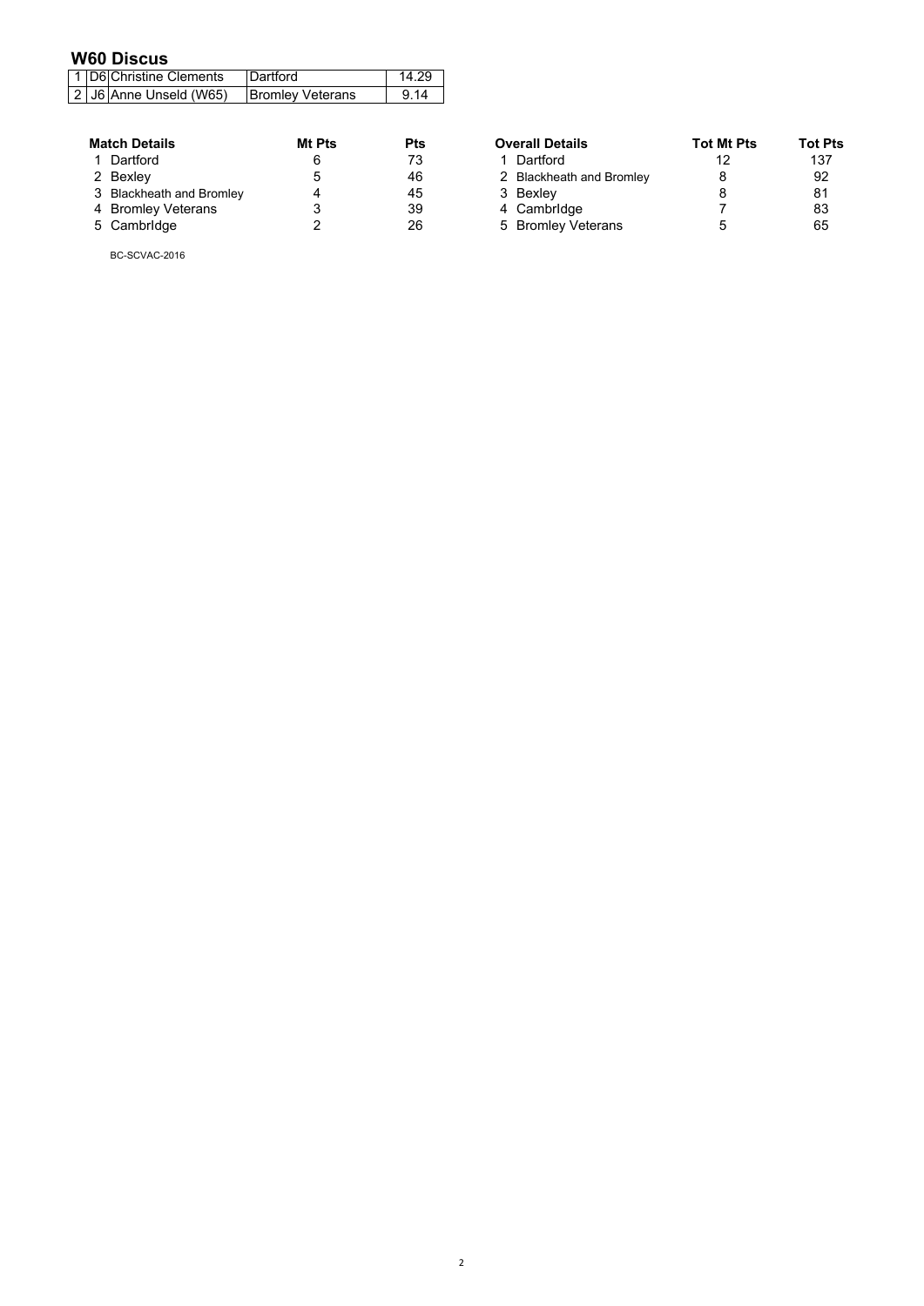## W60 Discus

| | | | | |
|---|---|---|---|---|
| 1 | D6 | Christine Clements | Dartford | 14.29 |
| 2 | J6 | Anne Unseld (W65) | Bromley Veterans | 9.14 |

| Match Details | Mt Pts | Pts |
|---|---|---|
| 1 Dartford | 6 | 73 |
| 2 Bexley | 5 | 46 |
| 3 Blackheath and Bromley | 4 | 45 |
| 4 Bromley Veterans | 3 | 39 |
| 5 CambrIdge | 2 | 26 |

| Overall Details | Tot Mt Pts | Tot Pts |
|---|---|---|
| 1 Dartford | 12 | 137 |
| 2 Blackheath and Bromley | 8 | 92 |
| 3 Bexley | 8 | 81 |
| 4 CambrIdge | 7 | 83 |
| 5 Bromley Veterans | 5 | 65 |

BC-SCVAC-2016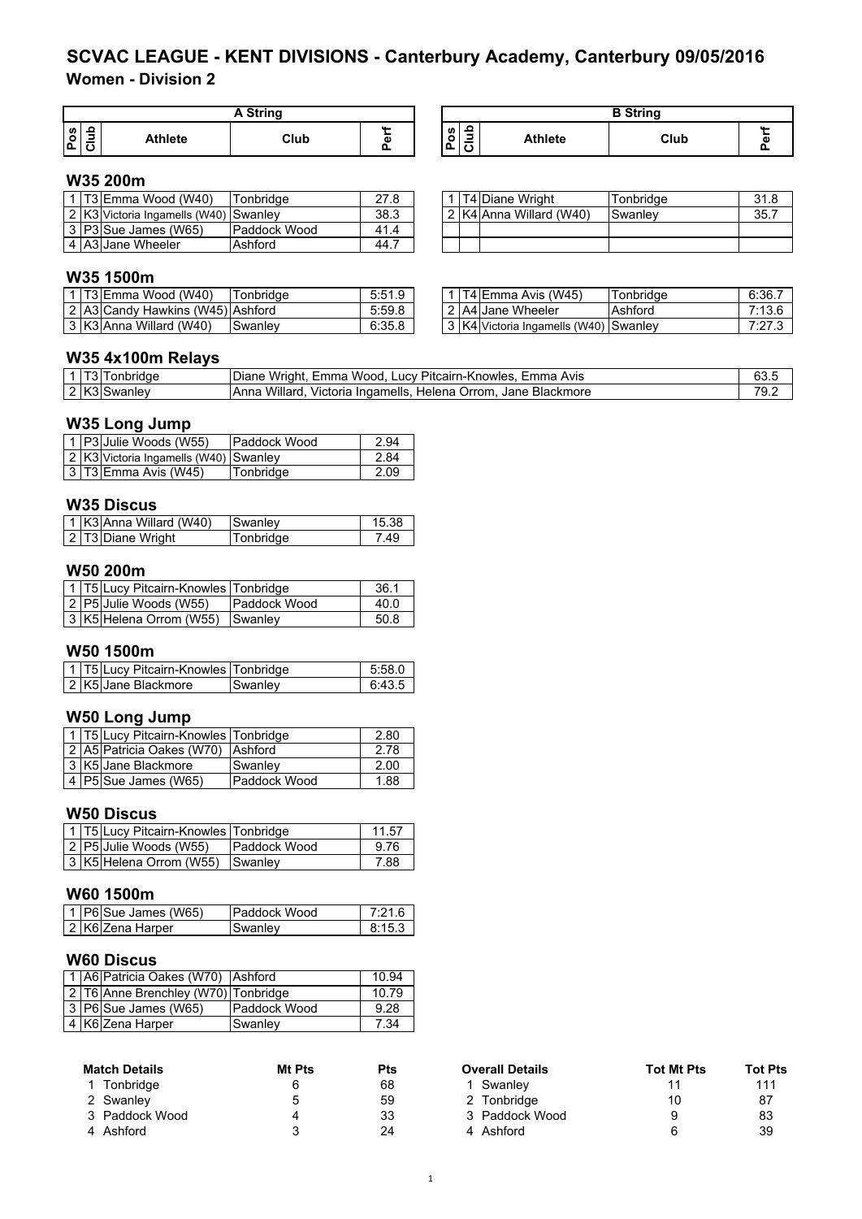# SCVAC LEAGUE - KENT DIVISIONS - Canterbury Academy, Canterbury 09/05/2016

## Women - Division 2

### W35 200m

| Pos | Club | Athlete (A String) | Club | Perf | Pos | Club | Athlete (B String) | Club | Perf |
|---|---|---|---|---|---|---|---|---|---|
| 1 | T3 | Emma Wood (W40) | Tonbridge | 27.8 | 1 | T4 | Diane Wright | Tonbridge | 31.8 |
| 2 | K3 | Victoria Ingamells (W40) | Swanley | 38.3 | 2 | K4 | Anna Willard (W40) | Swanley | 35.7 |
| 3 | P3 | Sue James (W65) | Paddock Wood | 41.4 | | | | | |
| 4 | A3 | Jane Wheeler | Ashford | 44.7 | | | | | |

### W35 1500m

| Pos | Club | Athlete (A String) | Club | Perf | Pos | Club | Athlete (B String) | Club | Perf |
|---|---|---|---|---|---|---|---|---|---|
| 1 | T3 | Emma Wood (W40) | Tonbridge | 5:51.9 | 1 | T4 | Emma Avis (W45) | Tonbridge | 6:36.7 |
| 2 | A3 | Candy Hawkins (W45) | Ashford | 5:59.8 | 2 | A4 | Jane Wheeler | Ashford | 7:13.6 |
| 3 | K3 | Anna Willard (W40) | Swanley | 6:35.8 | 3 | K4 | Victoria Ingamells (W40) | Swanley | 7:27.3 |

### W35 4x100m Relays

| Pos | Club | Club | Athletes | Perf |
|---|---|---|---|---|
| 1 | T3 | Tonbridge | Diane Wright, Emma Wood, Lucy Pitcairn-Knowles, Emma Avis | 63.5 |
| 2 | K3 | Swanley | Anna Willard, Victoria Ingamells, Helena Orrom, Jane Blackmore | 79.2 |

### W35 Long Jump

| Pos | Club | Athlete | Club | Perf |
|---|---|---|---|---|
| 1 | P3 | Julie Woods (W55) | Paddock Wood | 2.94 |
| 2 | K3 | Victoria Ingamells (W40) | Swanley | 2.84 |
| 3 | T3 | Emma Avis (W45) | Tonbridge | 2.09 |

### W35 Discus

| Pos | Club | Athlete | Club | Perf |
|---|---|---|---|---|
| 1 | K3 | Anna Willard (W40) | Swanley | 15.38 |
| 2 | T3 | Diane Wright | Tonbridge | 7.49 |

### W50 200m

| Pos | Club | Athlete | Club | Perf |
|---|---|---|---|---|
| 1 | T5 | Lucy Pitcairn-Knowles | Tonbridge | 36.1 |
| 2 | P5 | Julie Woods (W55) | Paddock Wood | 40.0 |
| 3 | K5 | Helena Orrom (W55) | Swanley | 50.8 |

### W50 1500m

| Pos | Club | Athlete | Club | Perf |
|---|---|---|---|---|
| 1 | T5 | Lucy Pitcairn-Knowles | Tonbridge | 5:58.0 |
| 2 | K5 | Jane Blackmore | Swanley | 6:43.5 |

### W50 Long Jump

| Pos | Club | Athlete | Club | Perf |
|---|---|---|---|---|
| 1 | T5 | Lucy Pitcairn-Knowles | Tonbridge | 2.80 |
| 2 | A5 | Patricia Oakes (W70) | Ashford | 2.78 |
| 3 | K5 | Jane Blackmore | Swanley | 2.00 |
| 4 | P5 | Sue James (W65) | Paddock Wood | 1.88 |

### W50 Discus

| Pos | Club | Athlete | Club | Perf |
|---|---|---|---|---|
| 1 | T5 | Lucy Pitcairn-Knowles | Tonbridge | 11.57 |
| 2 | P5 | Julie Woods (W55) | Paddock Wood | 9.76 |
| 3 | K5 | Helena Orrom (W55) | Swanley | 7.88 |

### W60 1500m

| Pos | Club | Athlete | Club | Perf |
|---|---|---|---|---|
| 1 | P6 | Sue James (W65) | Paddock Wood | 7:21.6 |
| 2 | K6 | Zena Harper | Swanley | 8:15.3 |

### W60 Discus

| Pos | Club | Athlete | Club | Perf |
|---|---|---|---|---|
| 1 | A6 | Patricia Oakes (W70) | Ashford | 10.94 |
| 2 | T6 | Anne Brenchley (W70) | Tonbridge | 10.79 |
| 3 | P6 | Sue James (W65) | Paddock Wood | 9.28 |
| 4 | K6 | Zena Harper | Swanley | 7.34 |

| Match Details | Mt Pts | Pts |
|---|---|---|
| 1 Tonbridge | 6 | 68 |
| 2 Swanley | 5 | 59 |
| 3 Paddock Wood | 4 | 33 |
| 4 Ashford | 3 | 24 |

| Overall Details | Tot Mt Pts | Tot Pts |
|---|---|---|
| 1 Swanley | 11 | 111 |
| 2 Tonbridge | 10 | 87 |
| 3 Paddock Wood | 9 | 83 |
| 4 Ashford | 6 | 39 |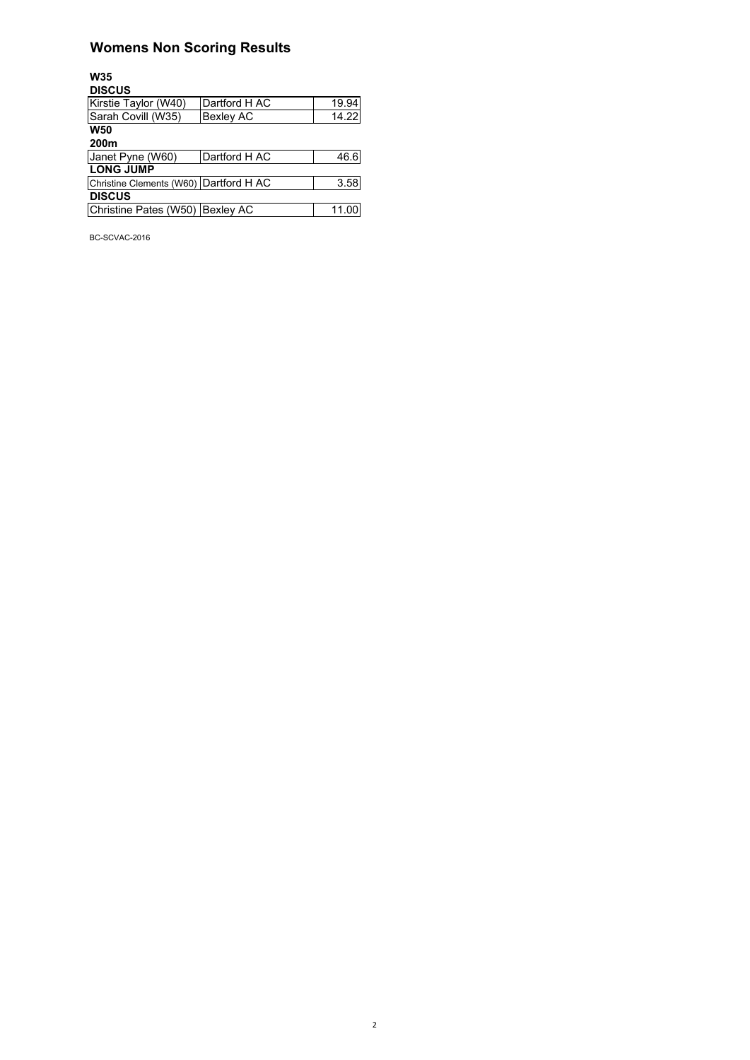# Womens Non Scoring Results

**W35**

**DISCUS**

| | | |
|---|---|---|
| Kirstie Taylor (W40) | Dartford H AC | 19.94 |
| Sarah Covill (W35) | Bexley AC | 14.22 |

**W50**

**200m**

| | | |
|---|---|---|
| Janet Pyne (W60) | Dartford H AC | 46.6 |

**LONG JUMP**

| | | |
|---|---|---|
| Christine Clements (W60) | Dartford H AC | 3.58 |

**DISCUS**

| | | |
|---|---|---|
| Christine Pates (W50) | Bexley AC | 11.00 |

BC-SCVAC-2016